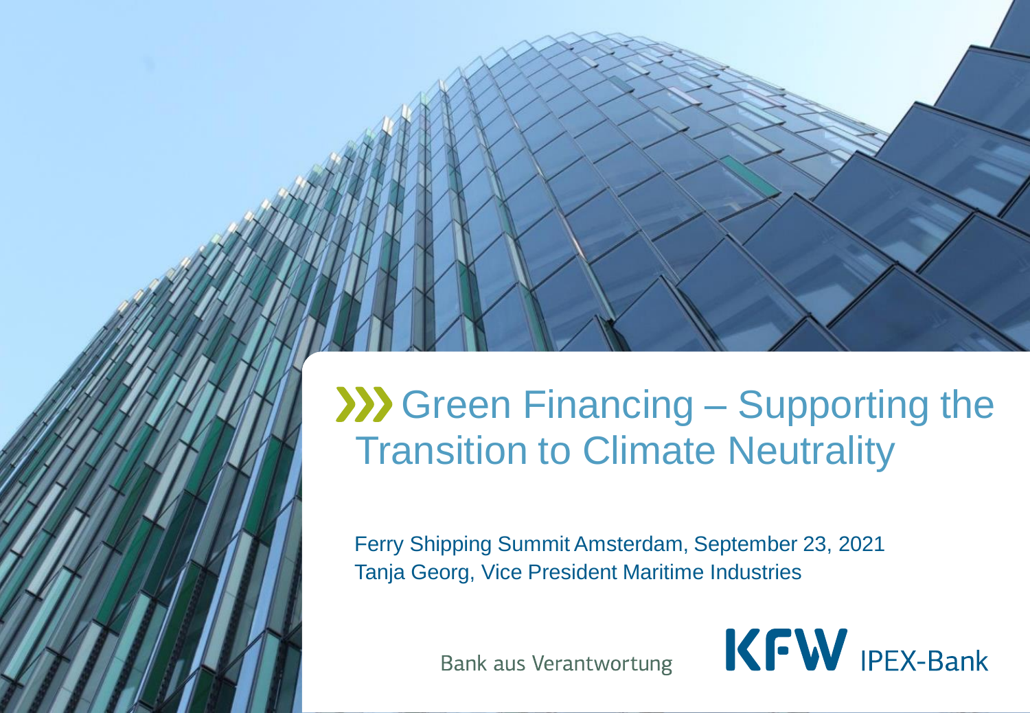# Green Financing – Supporting the Transition to Climate Neutrality

Ferry Shipping Summit Amsterdam, September 23, 2021
Tanja Georg, Vice President Maritime Industries

Bank aus Verantwortung

KFW IPEX-Bank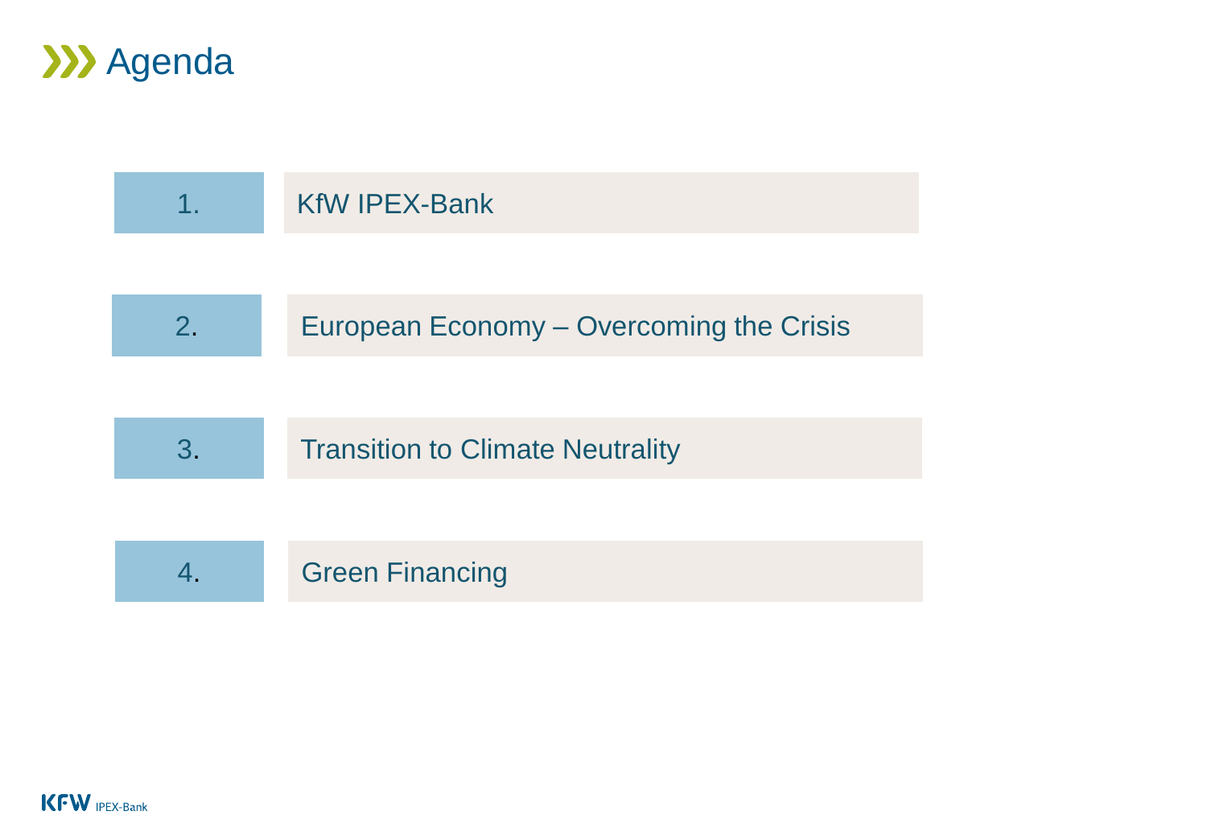# Agenda

1. KfW IPEX-Bank
2. European Economy – Overcoming the Crisis
3. Transition to Climate Neutrality
4. Green Financing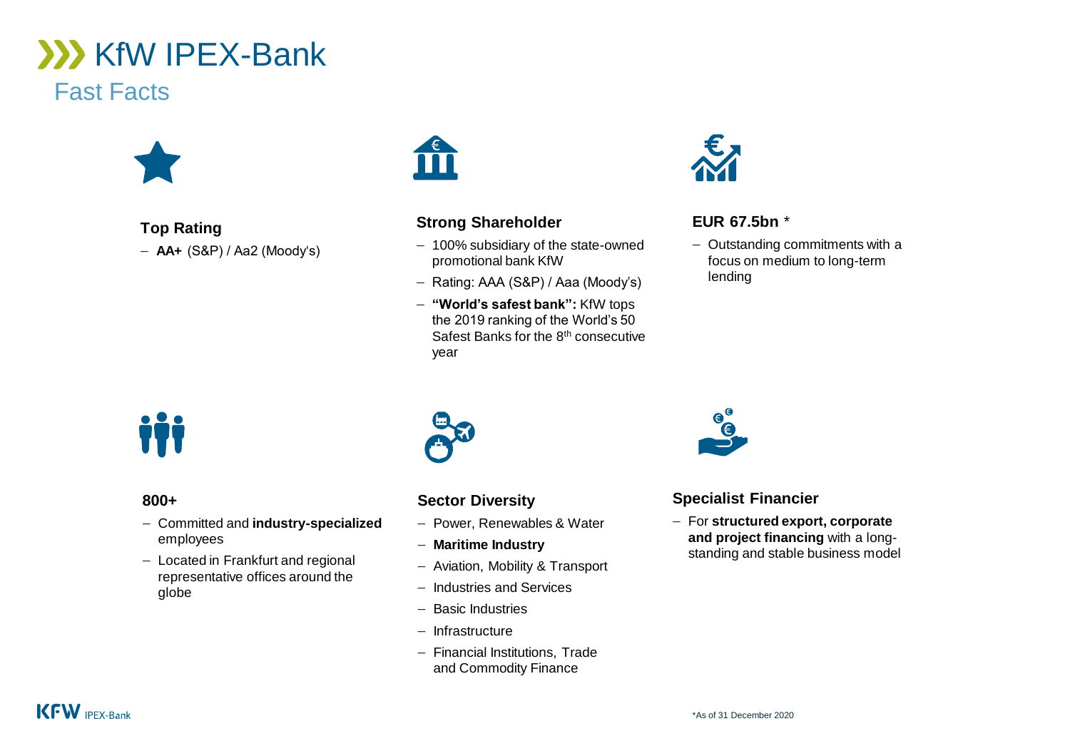# KfW IPEX-Bank

## Fast Facts

### Top Rating

- **AA+** (S&P) / Aa2 (Moody's)

### Strong Shareholder

- 100% subsidiary of the state-owned promotional bank KfW
- Rating: AAA (S&P) / Aaa (Moody's)
- **"World's safest bank":** KfW tops the 2019 ranking of the World's 50 Safest Banks for the 8th consecutive year

### EUR 67.5bn *

- Outstanding commitments with a focus on medium to long-term lending

### 800+

- Committed and **industry-specialized** employees
- Located in Frankfurt and regional representative offices around the globe

### Sector Diversity

- Power, Renewables & Water
- **Maritime Industry**
- Aviation, Mobility & Transport
- Industries and Services
- Basic Industries
- Infrastructure
- Financial Institutions, Trade and Commodity Finance

### Specialist Financier

- For **structured export, corporate and project financing** with a long-standing and stable business model

*As of 31 December 2020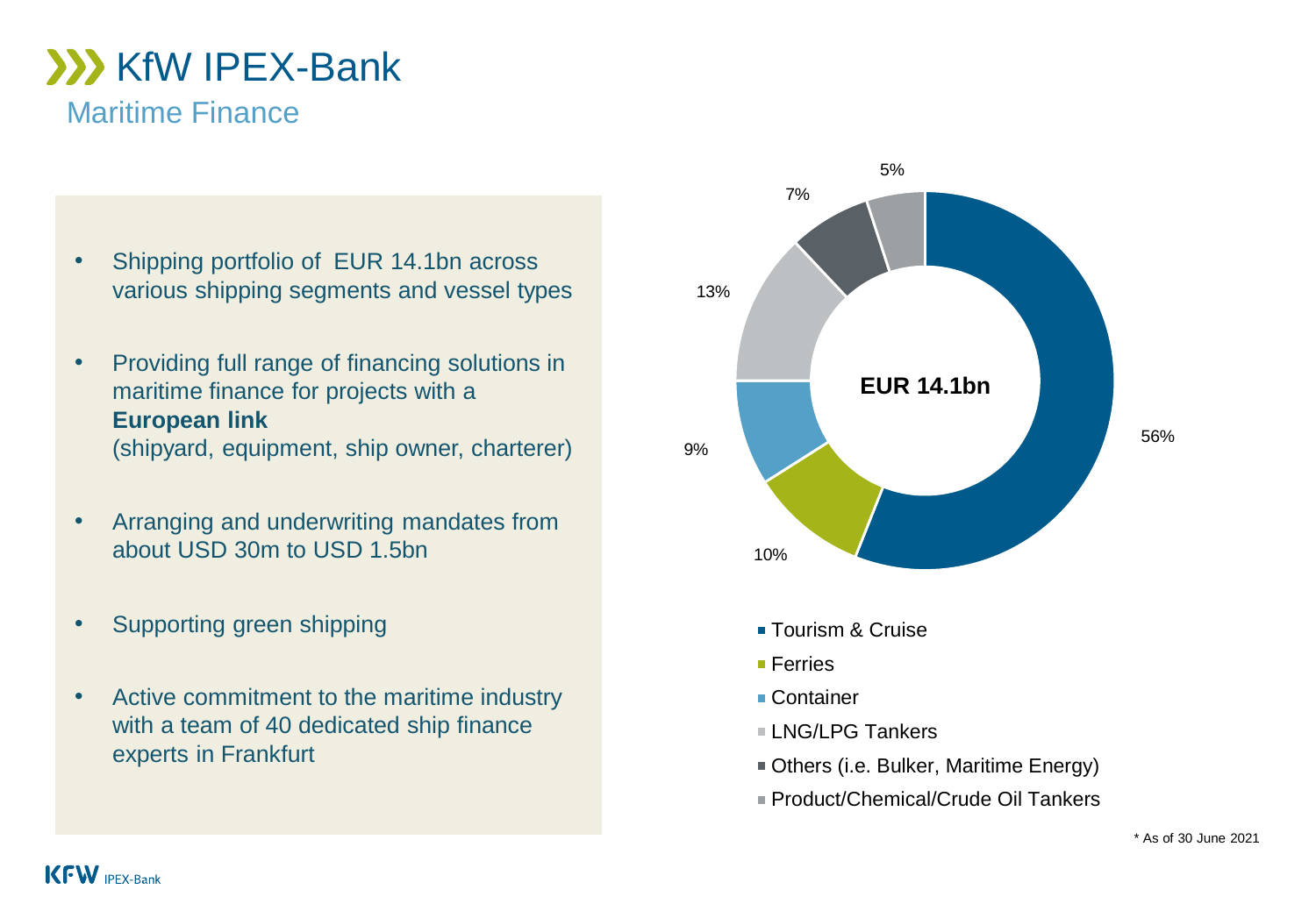# KfW IPEX-Bank

## Maritime Finance

- Shipping portfolio of EUR 14.1bn across various shipping segments and vessel types
- Providing full range of financing solutions in maritime finance for projects with a **European link** (shipyard, equipment, ship owner, charterer)
- Arranging and underwriting mandates from about USD 30m to USD 1.5bn
- Supporting green shipping
- Active commitment to the maritime industry with a team of 40 dedicated ship finance experts in Frankfurt

EUR 14.1bn

56%

10%

9%

13%

7%

5%

- Tourism & Cruise
- Ferries
- Container
- LNG/LPG Tankers
- Others (i.e. Bulker, Maritime Energy)
- Product/Chemical/Crude Oil Tankers

* As of 30 June 2021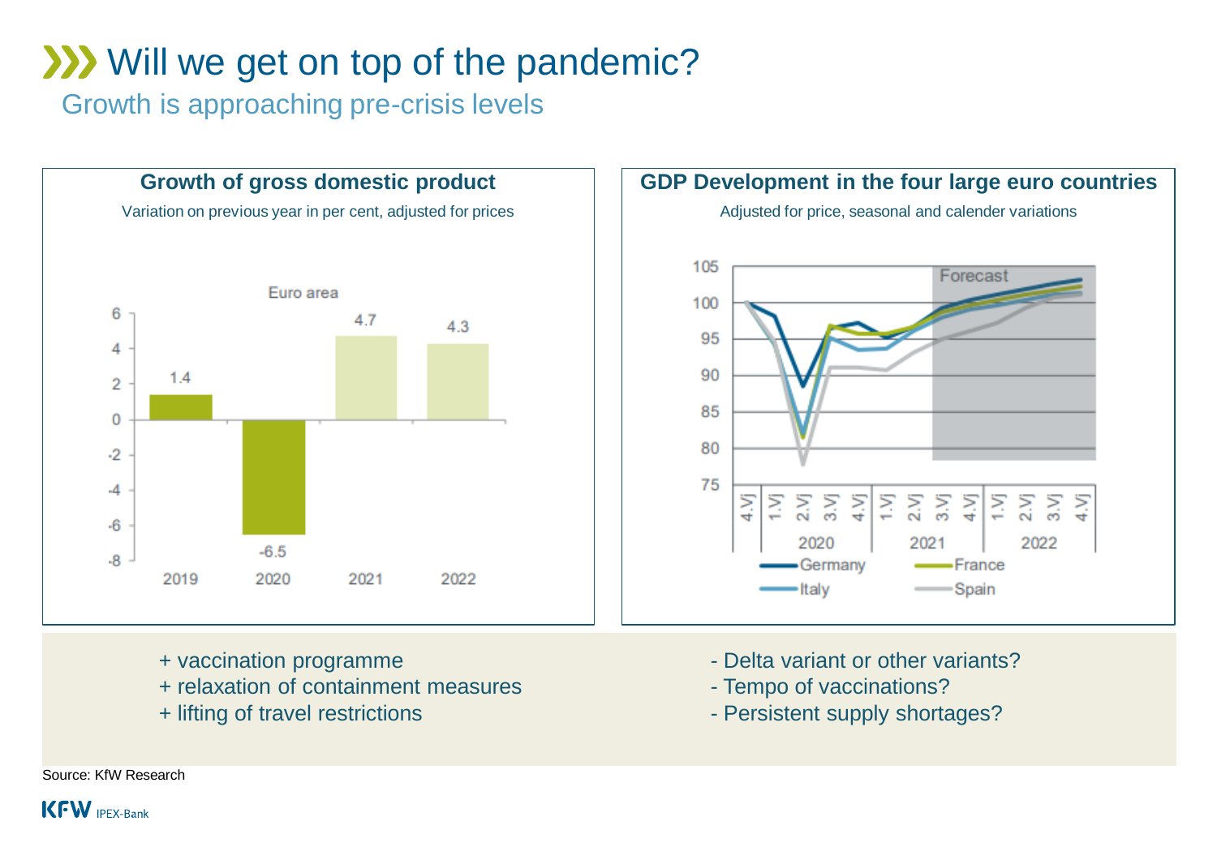# Will we get on top of the pandemic?

## Growth is approaching pre-crisis levels

**Growth of gross domestic product**

Variation on previous year in per cent, adjusted for prices

Euro area

1.4
-6.5
4.7
4.3

6
4
2
0
-2
-4
-6
-8

2019
2020
2021
2022

**GDP Development in the four large euro countries**

Adjusted for price, seasonal and calender variations

Forecast

105
100
95
90
85
80
75

4.VJ
1.VJ
2.VJ
3.VJ
4.VJ
1.VJ
2.VJ
3.VJ
4.VJ
1.VJ
2.VJ
3.VJ
4.VJ

2020
2021
2022

Germany
France
Italy
Spain

+ vaccination programme
+ relaxation of containment measures
+ lifting of travel restrictions

- Delta variant or other variants?
- Tempo of vaccinations?
- Persistent supply shortages?

Source: KfW Research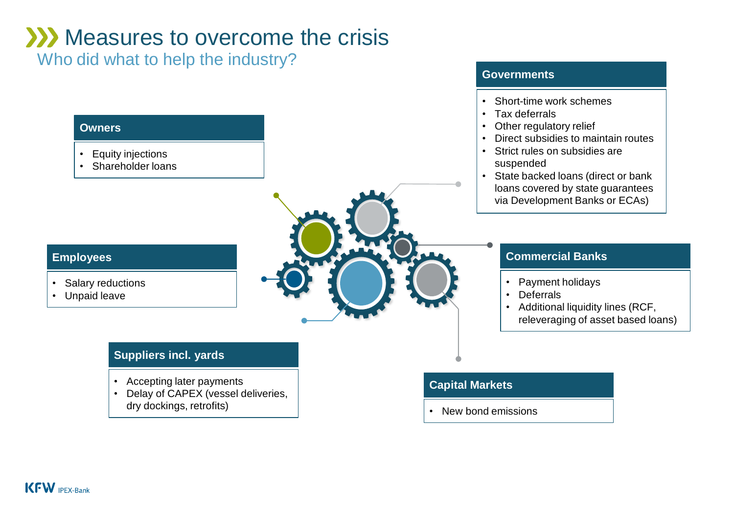# Measures to overcome the crisis

## Who did what to help the industry?

### Owners

- Equity injections
- Shareholder loans

### Governments

- Short-time work schemes
- Tax deferrals
- Other regulatory relief
- Direct subsidies to maintain routes
- Strict rules on subsidies are suspended
- State backed loans (direct or bank loans covered by state guarantees via Development Banks or ECAs)

### Employees

- Salary reductions
- Unpaid leave

### Commercial Banks

- Payment holidays
- Deferrals
- Additional liquidity lines (RCF, releveraging of asset based loans)

### Suppliers incl. yards

- Accepting later payments
- Delay of CAPEX (vessel deliveries, dry dockings, retrofits)

### Capital Markets

- New bond emissions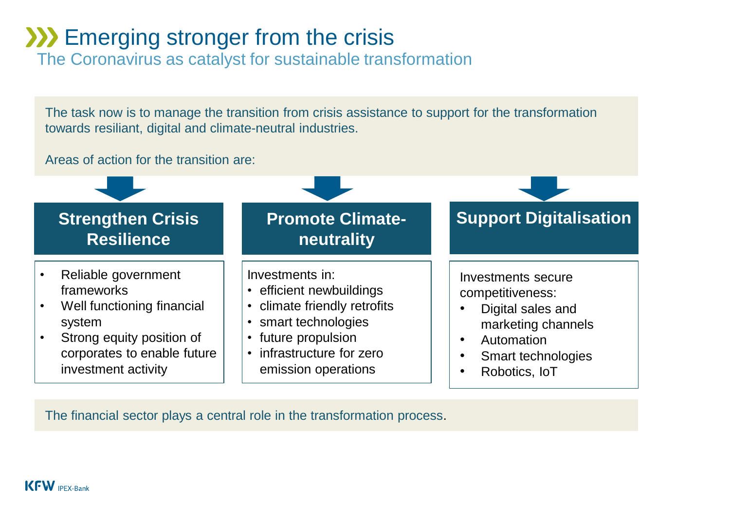# Emerging stronger from the crisis

## The Coronavirus as catalyst for sustainable transformation

The task now is to manage the transition from crisis assistance to support for the transformation towards resiliant, digital and climate-neutral industries.

Areas of action for the transition are:

### Strengthen Crisis Resilience

- Reliable government frameworks
- Well functioning financial system
- Strong equity position of corporates to enable future investment activity

### Promote Climate-neutrality

Investments in:

- efficient newbuildings
- climate friendly retrofits
- smart technologies
- future propulsion
- infrastructure for zero emission operations

### Support Digitalisation

Investments secure competitiveness:

- Digital sales and marketing channels
- Automation
- Smart technologies
- Robotics, IoT

The financial sector plays a central role in the transformation process.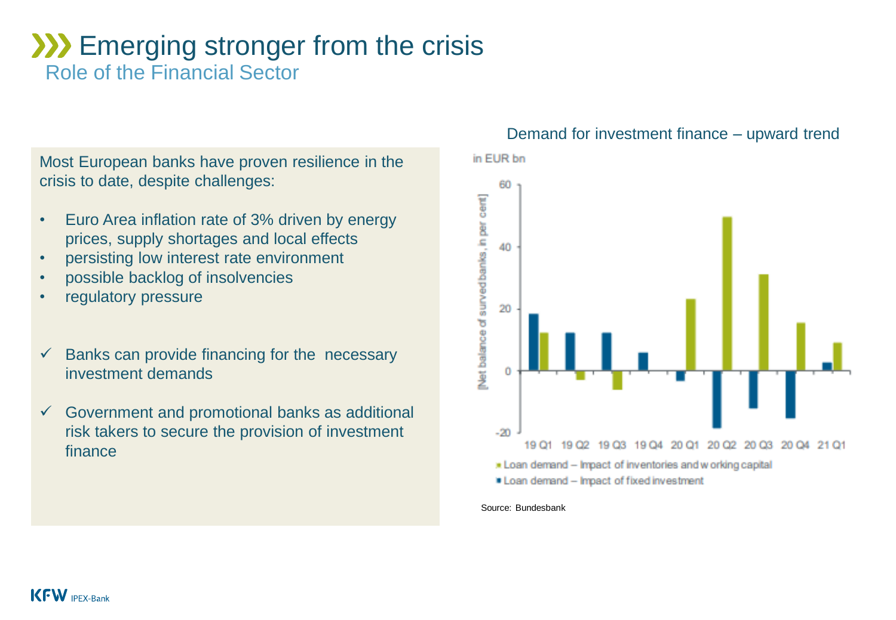# Emerging stronger from the crisis

## Role of the Financial Sector

Most European banks have proven resilience in the crisis to date, despite challenges:

- Euro Area inflation rate of 3% driven by energy prices, supply shortages and local effects
- persisting low interest rate environment
- possible backlog of insolvencies
- regulatory pressure

✓ Banks can provide financing for the necessary investment demands

✓ Government and promotional banks as additional risk takers to secure the provision of investment finance

Demand for investment finance – upward trend

in EUR bn

[Net balance of survedbanks, in per cent]

60
40
20
0
-20

19 Q1 19 Q2 19 Q3 19 Q4 20 Q1 20 Q2 20 Q3 20 Q4 21 Q1

Loan demand – Impact of inventories and working capital

Loan demand – Impact of fixed investment

Source: Bundesbank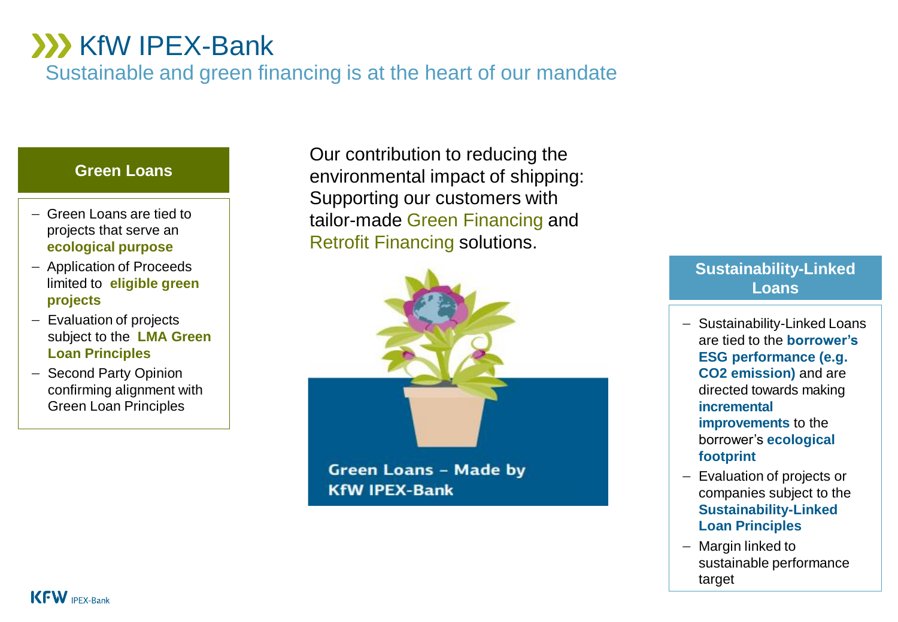# KfW IPEX-Bank

## Sustainable and green financing is at the heart of our mandate

### Green Loans

- Green Loans are tied to projects that serve an **ecological purpose**
- Application of Proceeds limited to **eligible green projects**
- Evaluation of projects subject to the **LMA Green Loan Principles**
- Second Party Opinion confirming alignment with Green Loan Principles

Our contribution to reducing the environmental impact of shipping: Supporting our customers with tailor-made Green Financing and Retrofit Financing solutions.

Green Loans – Made by KfW IPEX-Bank

### Sustainability-Linked Loans

- Sustainability-Linked Loans are tied to the **borrower's ESG performance (e.g. $CO_2$ emission)** and are directed towards making **incremental improvements** to the borrower's **ecological footprint**
- Evaluation of projects or companies subject to the **Sustainability-Linked Loan Principles**
- Margin linked to sustainable performance target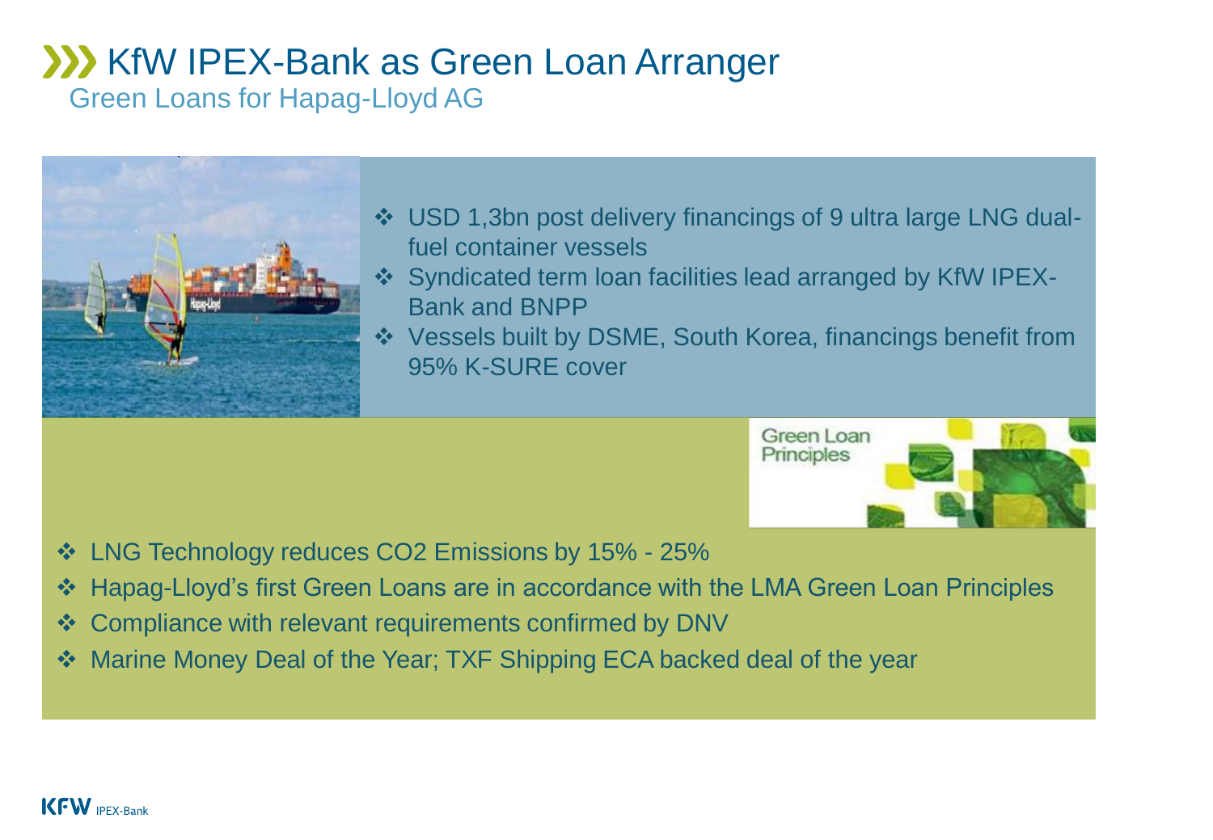# KfW IPEX-Bank as Green Loan Arranger

## Green Loans for Hapag-Lloyd AG

- USD 1,3bn post delivery financings of 9 ultra large LNG dual-fuel container vessels
- Syndicated term loan facilities lead arranged by KfW IPEX-Bank and BNPP
- Vessels built by DSME, South Korea, financings benefit from 95% K-SURE cover

Green Loan Principles

- LNG Technology reduces $CO_2$ Emissions by 15% - 25%
- Hapag-Lloyd's first Green Loans are in accordance with the LMA Green Loan Principles
- Compliance with relevant requirements confirmed by DNV
- Marine Money Deal of the Year; TXF Shipping ECA backed deal of the year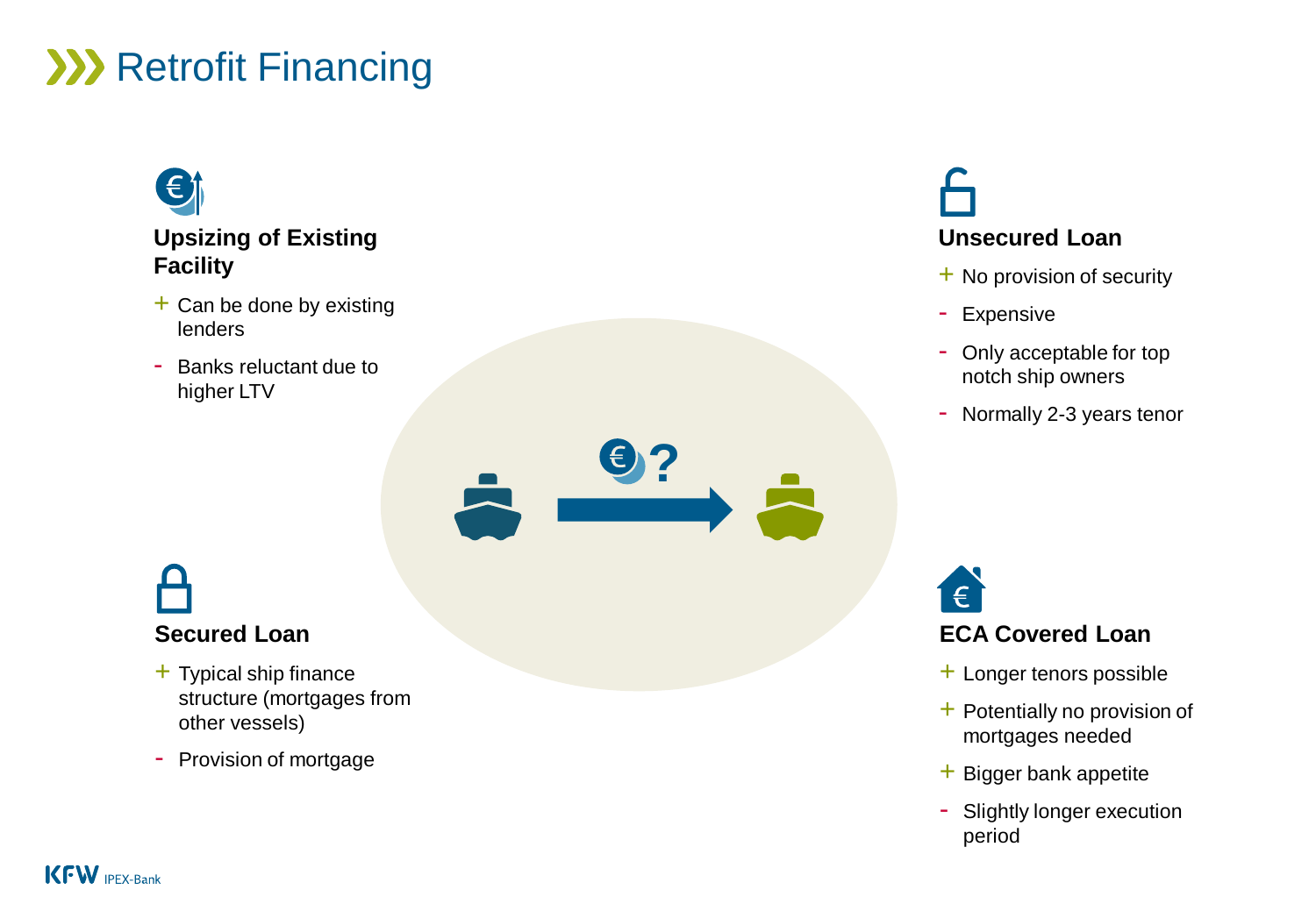# Retrofit Financing

### Upsizing of Existing Facility

- + Can be done by existing lenders
- - Banks reluctant due to higher LTV

### Secured Loan

- + Typical ship finance structure (mortgages from other vessels)
- - Provision of mortgage

### Unsecured Loan

- + No provision of security
- - Expensive
- - Only acceptable for top notch ship owners
- - Normally 2-3 years tenor

### ECA Covered Loan

- + Longer tenors possible
- + Potentially no provision of mortgages needed
- + Bigger bank appetite
- - Slightly longer execution period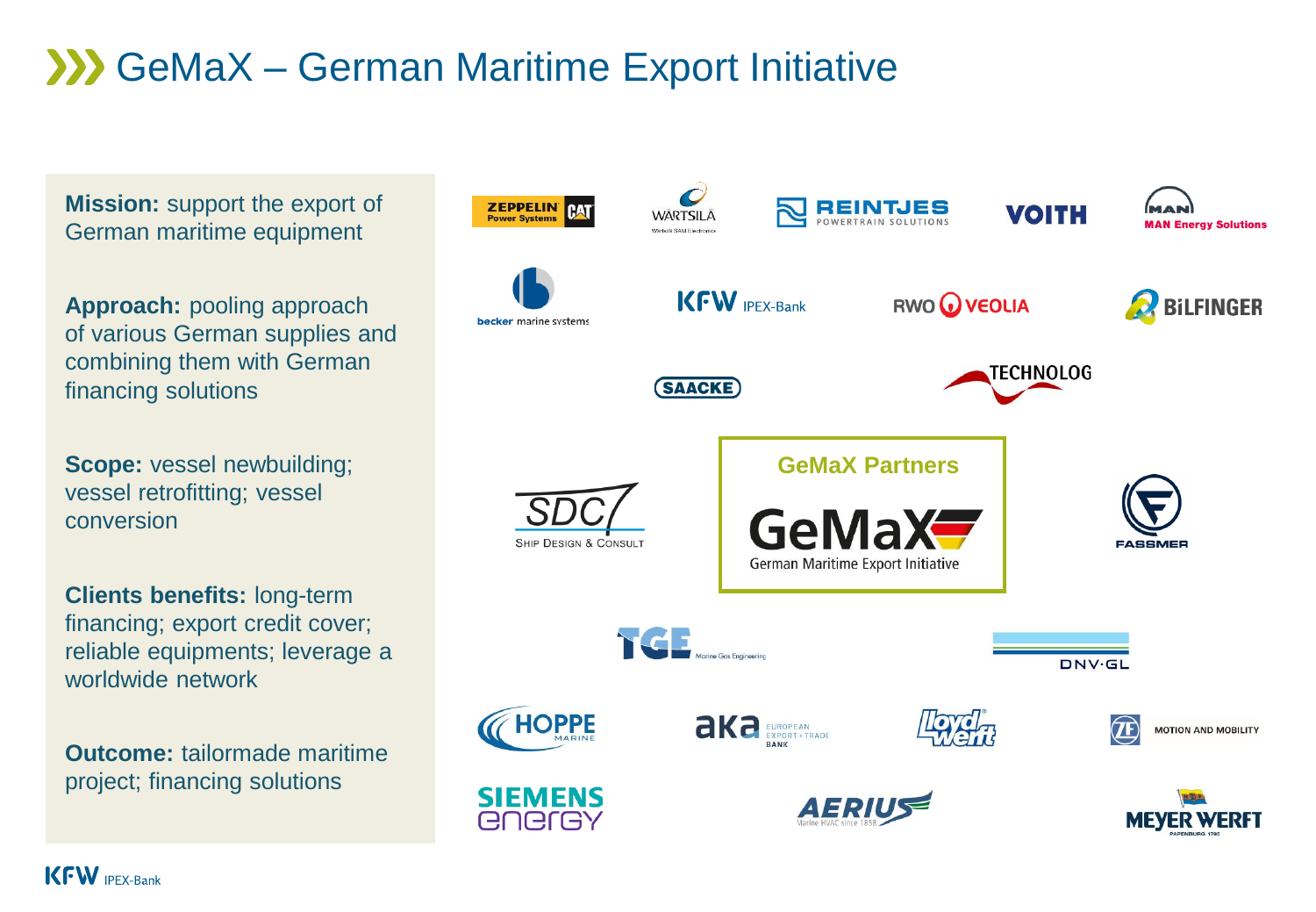# GeMaX – German Maritime Export Initiative

**Mission:** support the export of German maritime equipment

**Approach:** pooling approach of various German supplies and combining them with German financing solutions

**Scope:** vessel newbuilding; vessel retrofitting; vessel conversion

**Clients benefits:** long-term financing; export credit cover; reliable equipments; leverage a worldwide network

**Outcome:** tailormade maritime project; financing solutions

**GeMaX Partners**

GeMaX German Maritime Export Initiative

ZEPPELIN Power Systems CAT

WÄRTSILÄ

REINTJES POWERTRAIN SOLUTIONS

VOITH

MAN Energy Solutions

becker marine systems

KfW IPEX-Bank

RWO VEOLIA

BILFINGER

SAACKE

TECHNOLOG

SDC SHIP DESIGN & CONSULT

FASSMER

TGE Marine Gas Engineering

DNV·GL

HOPPE MARINE

aka EUROPEAN EXPORT + TRADE BANK

Lloyd Werft

ZF MOTION AND MOBILITY

SIEMENS energy

AERIUS Marine HVAC since 1858

MEYER WERFT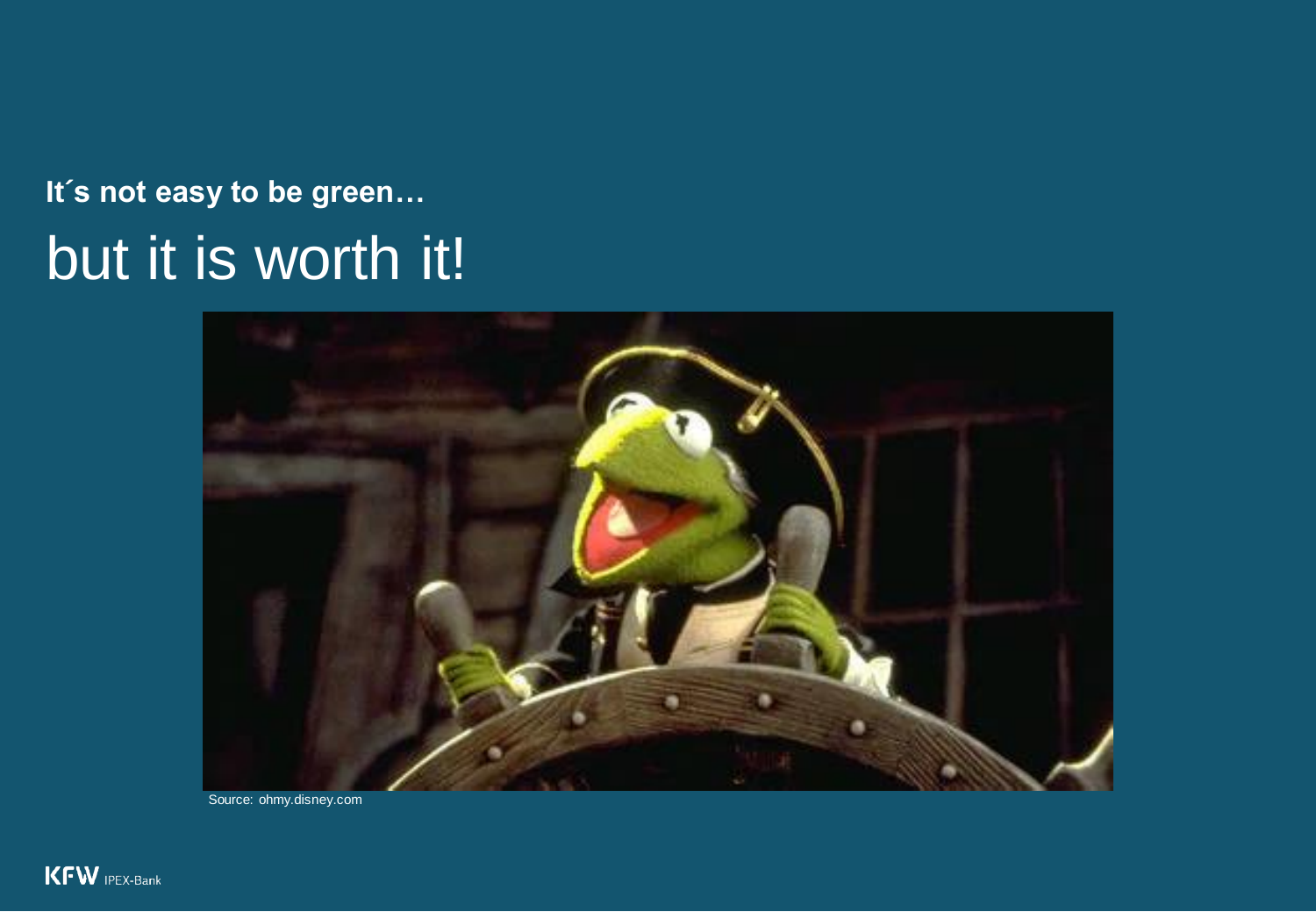**It´s not easy to be green…**

# but it is worth it!

Source: ohmy.disney.com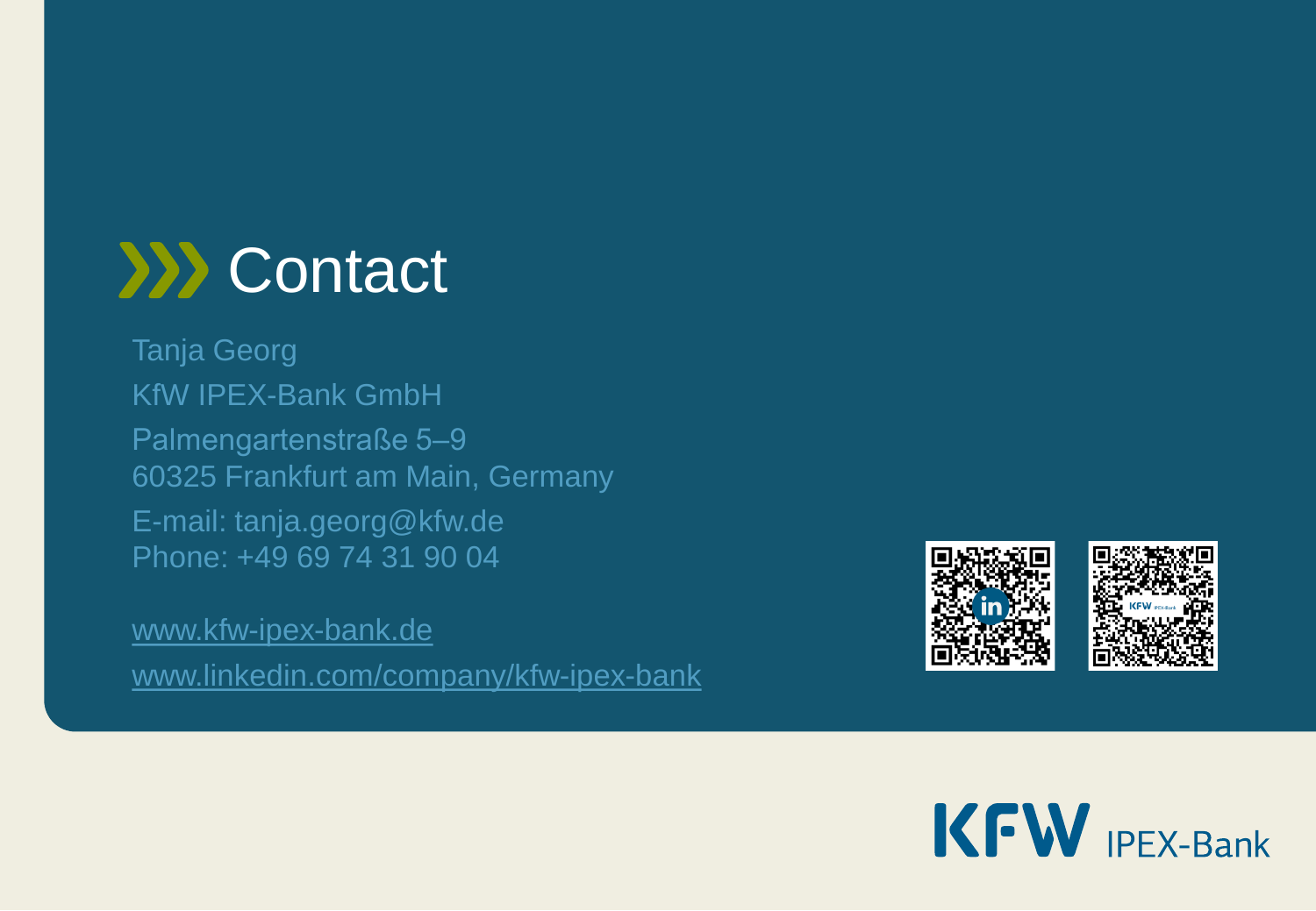# Contact

Tanja Georg
KfW IPEX-Bank GmbH
Palmengartenstraße 5–9
60325 Frankfurt am Main, Germany
E-mail: tanja.georg@kfw.de
Phone: +49 69 74 31 90 04

www.kfw-ipex-bank.de
www.linkedin.com/company/kfw-ipex-bank